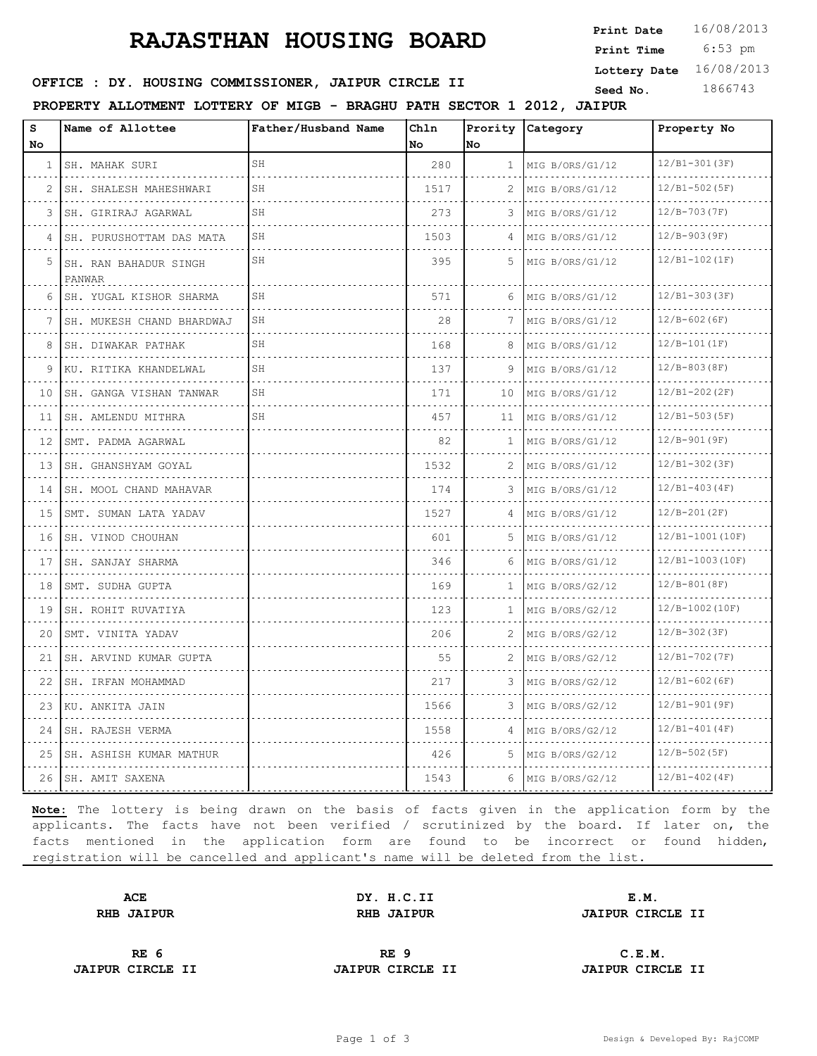# RAJASTHAN HOUSING BOARD

**Print Date** 16/08/2013
**Print Time** 6:53 pm
**Lottery Date** 16/08/2013
**Seed No.** 1866743

**OFFICE : DY. HOUSING COMMISSIONER, JAIPUR CIRCLE II**

**PROPERTY ALLOTMENT LOTTERY OF MIGB - BRAGHU PATH SECTOR 1 2012, JAIPUR**

| S No | Name of Allottee | Father/Husband Name | Chln No | Prority No | Category | Property No |
|---|---|---|---|---|---|---|
| 1 | SH. MAHAK SURI | SH | 280 | 1 | MIG B/ORS/G1/12 | 12/B1-301(3F) |
| 2 | SH. SHALESH MAHESHWARI | SH | 1517 | 2 | MIG B/ORS/G1/12 | 12/B1-502(5F) |
| 3 | SH. GIRIRAJ AGARWAL | SH | 273 | 3 | MIG B/ORS/G1/12 | 12/B-703(7F) |
| 4 | SH. PURUSHOTTAM DAS MATA | SH | 1503 | 4 | MIG B/ORS/G1/12 | 12/B-903(9F) |
| 5 | SH. RAN BAHADUR SINGH PANWAR | SH | 395 | 5 | MIG B/ORS/G1/12 | 12/B1-102(1F) |
| 6 | SH. YUGAL KISHOR SHARMA | SH | 571 | 6 | MIG B/ORS/G1/12 | 12/B1-303(3F) |
| 7 | SH. MUKESH CHAND BHARDWAJ | SH | 28 | 7 | MIG B/ORS/G1/12 | 12/B-602(6F) |
| 8 | SH. DIWAKAR PATHAK | SH | 168 | 8 | MIG B/ORS/G1/12 | 12/B-101(1F) |
| 9 | KU. RITIKA KHANDELWAL | SH | 137 | 9 | MIG B/ORS/G1/12 | 12/B-803(8F) |
| 10 | SH. GANGA VISHAN TANWAR | SH | 171 | 10 | MIG B/ORS/G1/12 | 12/B1-202(2F) |
| 11 | SH. AMLENDU MITHRA | SH | 457 | 11 | MIG B/ORS/G1/12 | 12/B1-503(5F) |
| 12 | SMT. PADMA AGARWAL | | 82 | 1 | MIG B/ORS/G1/12 | 12/B-901(9F) |
| 13 | SH. GHANSHYAM GOYAL | | 1532 | 2 | MIG B/ORS/G1/12 | 12/B1-302(3F) |
| 14 | SH. MOOL CHAND MAHAVAR | | 174 | 3 | MIG B/ORS/G1/12 | 12/B1-403(4F) |
| 15 | SMT. SUMAN LATA YADAV | | 1527 | 4 | MIG B/ORS/G1/12 | 12/B-201(2F) |
| 16 | SH. VINOD CHOUHAN | | 601 | 5 | MIG B/ORS/G1/12 | 12/B1-1001(10F) |
| 17 | SH. SANJAY SHARMA | | 346 | 6 | MIG B/ORS/G1/12 | 12/B1-1003(10F) |
| 18 | SMT. SUDHA GUPTA | | 169 | 1 | MIG B/ORS/G2/12 | 12/B-801(8F) |
| 19 | SH. ROHIT RUVATIYA | | 123 | 1 | MIG B/ORS/G2/12 | 12/B-1002(10F) |
| 20 | SMT. VINITA YADAV | | 206 | 2 | MIG B/ORS/G2/12 | 12/B-302(3F) |
| 21 | SH. ARVIND KUMAR GUPTA | | 55 | 2 | MIG B/ORS/G2/12 | 12/B1-702(7F) |
| 22 | SH. IRFAN MOHAMMAD | | 217 | 3 | MIG B/ORS/G2/12 | 12/B1-602(6F) |
| 23 | KU. ANKITA JAIN | | 1566 | 3 | MIG B/ORS/G2/12 | 12/B1-901(9F) |
| 24 | SH. RAJESH VERMA | | 1558 | 4 | MIG B/ORS/G2/12 | 12/B1-401(4F) |
| 25 | SH. ASHISH KUMAR MATHUR | | 426 | 5 | MIG B/ORS/G2/12 | 12/B-502(5F) |
| 26 | SH. AMIT SAXENA | | 1543 | 6 | MIG B/ORS/G2/12 | 12/B1-402(4F) |

**Note:** The lottery is being drawn on the basis of facts given in the application form by the applicants. The facts have not been verified / scrutinized by the board. If later on, the facts mentioned in the application form are found to be incorrect or found hidden, registration will be cancelled and applicant's name will be deleted from the list.

| | | |
|---|---|---|
| **ACE**<br>**RHB JAIPUR** | **DY. H.C.II**<br>**RHB JAIPUR** | **E.M.**<br>**JAIPUR CIRCLE II** |
| **RE 6**<br>**JAIPUR CIRCLE II** | **RE 9**<br>**JAIPUR CIRCLE II** | **C.E.M.**<br>**JAIPUR CIRCLE II** |

Design & Developed By: RajCOMP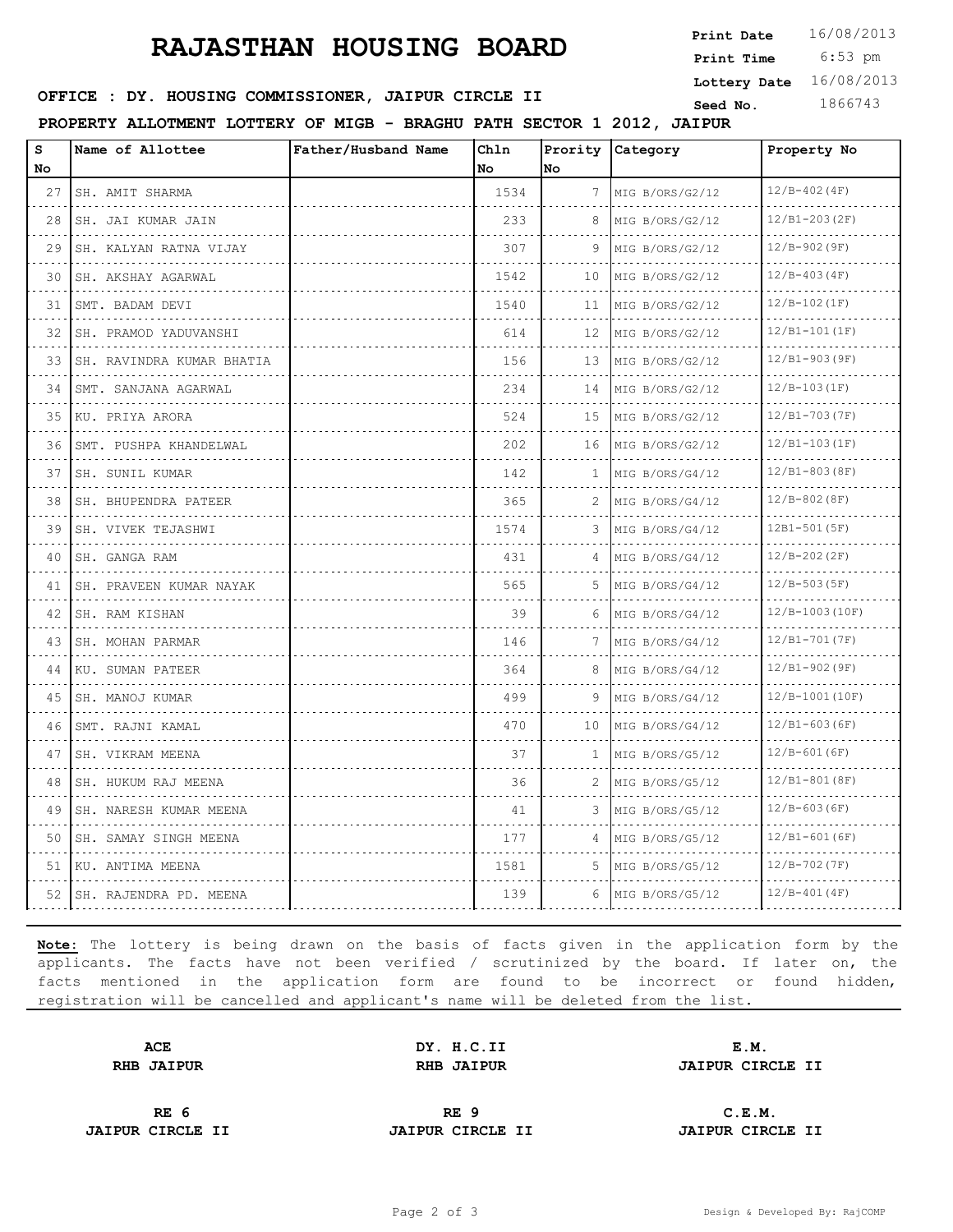# RAJASTHAN HOUSING BOARD

**Print Date** 16/08/2013
**Print Time** 6:53 pm
**Lottery Date** 16/08/2013
**Seed No.** 1866743

**OFFICE : DY. HOUSING COMMISSIONER, JAIPUR CIRCLE II**

**PROPERTY ALLOTMENT LOTTERY OF MIGB - BRAGHU PATH SECTOR 1 2012, JAIPUR**

| S No | Name of Allottee | Father/Husband Name | Chln No | Prority No | Category | Property No |
|---|---|---|---|---|---|---|
| 27 | SH. AMIT SHARMA | | 1534 | 7 | MIG B/ORS/G2/12 | 12/B-402(4F) |
| 28 | SH. JAI KUMAR JAIN | | 233 | 8 | MIG B/ORS/G2/12 | 12/B1-203(2F) |
| 29 | SH. KALYAN RATNA VIJAY | | 307 | 9 | MIG B/ORS/G2/12 | 12/B-902(9F) |
| 30 | SH. AKSHAY AGARWAL | | 1542 | 10 | MIG B/ORS/G2/12 | 12/B-403(4F) |
| 31 | SMT. BADAM DEVI | | 1540 | 11 | MIG B/ORS/G2/12 | 12/B-102(1F) |
| 32 | SH. PRAMOD YADUVANSHI | | 614 | 12 | MIG B/ORS/G2/12 | 12/B1-101(1F) |
| 33 | SH. RAVINDRA KUMAR BHATIA | | 156 | 13 | MIG B/ORS/G2/12 | 12/B1-903(9F) |
| 34 | SMT. SANJANA AGARWAL | | 234 | 14 | MIG B/ORS/G2/12 | 12/B-103(1F) |
| 35 | KU. PRIYA ARORA | | 524 | 15 | MIG B/ORS/G2/12 | 12/B1-703(7F) |
| 36 | SMT. PUSHPA KHANDELWAL | | 202 | 16 | MIG B/ORS/G2/12 | 12/B1-103(1F) |
| 37 | SH. SUNIL KUMAR | | 142 | 1 | MIG B/ORS/G4/12 | 12/B1-803(8F) |
| 38 | SH. BHUPENDRA PATEER | | 365 | 2 | MIG B/ORS/G4/12 | 12/B-802(8F) |
| 39 | SH. VIVEK TEJASHWI | | 1574 | 3 | MIG B/ORS/G4/12 | 12B1-501(5F) |
| 40 | SH. GANGA RAM | | 431 | 4 | MIG B/ORS/G4/12 | 12/B-202(2F) |
| 41 | SH. PRAVEEN KUMAR NAYAK | | 565 | 5 | MIG B/ORS/G4/12 | 12/B-503(5F) |
| 42 | SH. RAM KISHAN | | 39 | 6 | MIG B/ORS/G4/12 | 12/B-1003(10F) |
| 43 | SH. MOHAN PARMAR | | 146 | 7 | MIG B/ORS/G4/12 | 12/B1-701(7F) |
| 44 | KU. SUMAN PATEER | | 364 | 8 | MIG B/ORS/G4/12 | 12/B1-902(9F) |
| 45 | SH. MANOJ KUMAR | | 499 | 9 | MIG B/ORS/G4/12 | 12/B-1001(10F) |
| 46 | SMT. RAJNI KAMAL | | 470 | 10 | MIG B/ORS/G4/12 | 12/B1-603(6F) |
| 47 | SH. VIKRAM MEENA | | 37 | 1 | MIG B/ORS/G5/12 | 12/B-601(6F) |
| 48 | SH. HUKUM RAJ MEENA | | 36 | 2 | MIG B/ORS/G5/12 | 12/B1-801(8F) |
| 49 | SH. NARESH KUMAR MEENA | | 41 | 3 | MIG B/ORS/G5/12 | 12/B-603(6F) |
| 50 | SH. SAMAY SINGH MEENA | | 177 | 4 | MIG B/ORS/G5/12 | 12/B1-601(6F) |
| 51 | KU. ANTIMA MEENA | | 1581 | 5 | MIG B/ORS/G5/12 | 12/B-702(7F) |
| 52 | SH. RAJENDRA PD. MEENA | | 139 | 6 | MIG B/ORS/G5/12 | 12/B-401(4F) |

**Note:** The lottery is being drawn on the basis of facts given in the application form by the applicants. The facts have not been verified / scrutinized by the board. If later on, the facts mentioned in the application form are found to be incorrect or found hidden, registration will be cancelled and applicant's name will be deleted from the list.

| | | |
|---|---|---|
| **ACE**<br>**RHB JAIPUR** | **DY. H.C.II**<br>**RHB JAIPUR** | **E.M.**<br>**JAIPUR CIRCLE II** |
| **RE 6**<br>**JAIPUR CIRCLE II** | **RE 9**<br>**JAIPUR CIRCLE II** | **C.E.M.**<br>**JAIPUR CIRCLE II** |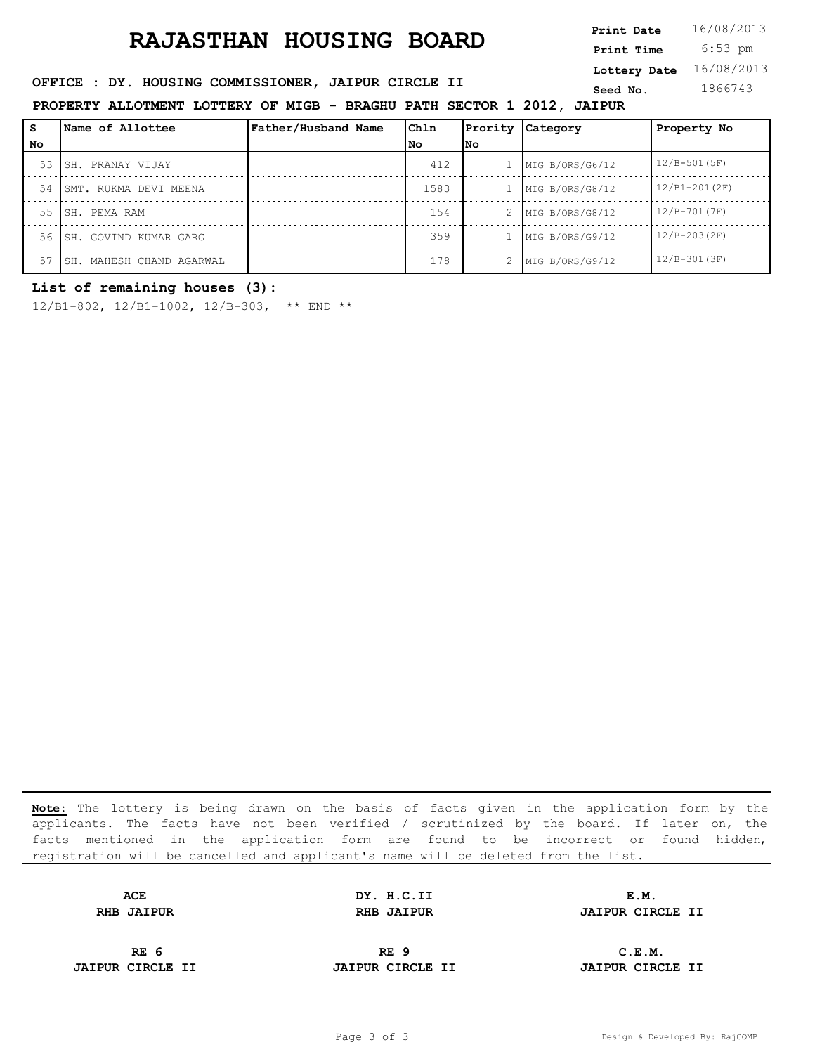# RAJASTHAN HOUSING BOARD

**Print Date** 16/08/2013
**Print Time** 6:53 pm
**Lottery Date** 16/08/2013
**Seed No.** 1866743

**OFFICE : DY. HOUSING COMMISSIONER, JAIPUR CIRCLE II**

**PROPERTY ALLOTMENT LOTTERY OF MIGB - BRAGHU PATH SECTOR 1 2012, JAIPUR**

| S No | Name of Allottee | Father/Husband Name | Chln No | Prority No | Category | Property No |
|---|---|---|---|---|---|---|
| 53 | SH. PRANAY VIJAY | | 412 | 1 | MIG B/ORS/G6/12 | 12/B-501(5F) |
| 54 | SMT. RUKMA DEVI MEENA | | 1583 | 1 | MIG B/ORS/G8/12 | 12/B1-201(2F) |
| 55 | SH. PEMA RAM | | 154 | 2 | MIG B/ORS/G8/12 | 12/B-701(7F) |
| 56 | SH. GOVIND KUMAR GARG | | 359 | 1 | MIG B/ORS/G9/12 | 12/B-203(2F) |
| 57 | SH. MAHESH CHAND AGARWAL | | 178 | 2 | MIG B/ORS/G9/12 | 12/B-301(3F) |

**List of remaining houses (3):**

12/B1-802, 12/B1-1002, 12/B-303, ** END **

**Note:** The lottery is being drawn on the basis of facts given in the application form by the applicants. The facts have not been verified / scrutinized by the board. If later on, the facts mentioned in the application form are found to be incorrect or found hidden, registration will be cancelled and applicant's name will be deleted from the list.

| | | |
|---|---|---|
| **ACE**<br>**RHB JAIPUR** | **DY. H.C.II**<br>**RHB JAIPUR** | **E.M.**<br>**JAIPUR CIRCLE II** |
| **RE 6**<br>**JAIPUR CIRCLE II** | **RE 9**<br>**JAIPUR CIRCLE II** | **C.E.M.**<br>**JAIPUR CIRCLE II** |

Design & Developed By: RajCOMP